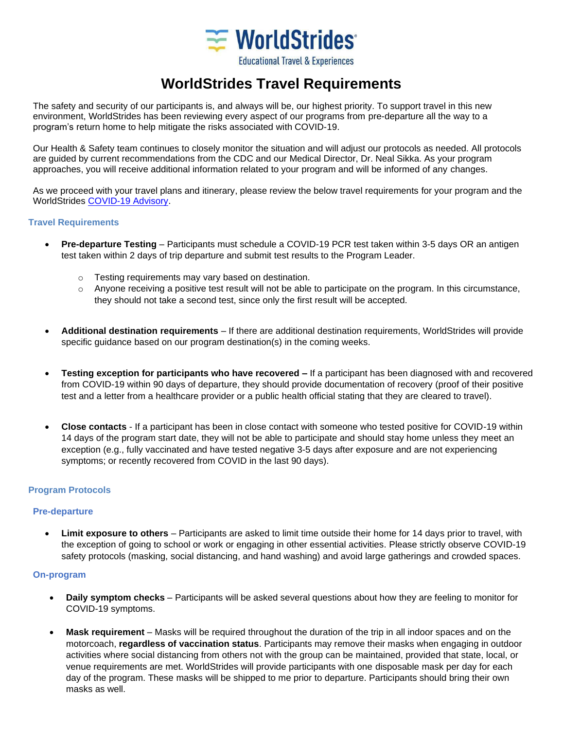# WorldStrides Travel Requirements

The safety and security of our participants is, and always will be, our highest priority. To support travel in this new environment, WorldStrides has been reviewing every aspect of our programs from pre-departure all the way to a program's return home to help mitigate the risks associated with COVID-19.

Our Health & Safety team continues to closely monitor the situation and will adjust our protocols as needed. All protocols are guided by current recommendations from the CDC and our Medical Director, Dr. Neal Sikka. As your program approaches, you will receive additional information related to your program and will be informed of any changes.

As we proceed with your travel plans and itinerary, please review the below travel requirements for your program and the WorldStrides COVID-19 Advisory.

## Travel Requirements

- **Pre-departure Testing** – Participants must schedule a COVID-19 PCR test taken within 3-5 days OR an antigen test taken within 2 days of trip departure and submit test results to the Program Leader.
  - Testing requirements may vary based on destination.
  - Anyone receiving a positive test result will not be able to participate on the program. In this circumstance, they should not take a second test, since only the first result will be accepted.
- **Additional destination requirements** – If there are additional destination requirements, WorldStrides will provide specific guidance based on our program destination(s) in the coming weeks.
- **Testing exception for participants who have recovered –** If a participant has been diagnosed with and recovered from COVID-19 within 90 days of departure, they should provide documentation of recovery (proof of their positive test and a letter from a healthcare provider or a public health official stating that they are cleared to travel).
- **Close contacts** - If a participant has been in close contact with someone who tested positive for COVID-19 within 14 days of the program start date, they will not be able to participate and should stay home unless they meet an exception (e.g., fully vaccinated and have tested negative 3-5 days after exposure and are not experiencing symptoms; or recently recovered from COVID in the last 90 days).

## Program Protocols

### Pre-departure

- **Limit exposure to others** – Participants are asked to limit time outside their home for 14 days prior to travel, with the exception of going to school or work or engaging in other essential activities. Please strictly observe COVID-19 safety protocols (masking, social distancing, and hand washing) and avoid large gatherings and crowded spaces.

### On-program

- **Daily symptom checks** – Participants will be asked several questions about how they are feeling to monitor for COVID-19 symptoms.
- **Mask requirement** – Masks will be required throughout the duration of the trip in all indoor spaces and on the motorcoach, **regardless of vaccination status**. Participants may remove their masks when engaging in outdoor activities where social distancing from others not with the group can be maintained, provided that state, local, or venue requirements are met. WorldStrides will provide participants with one disposable mask per day for each day of the program. These masks will be shipped to me prior to departure. Participants should bring their own masks as well.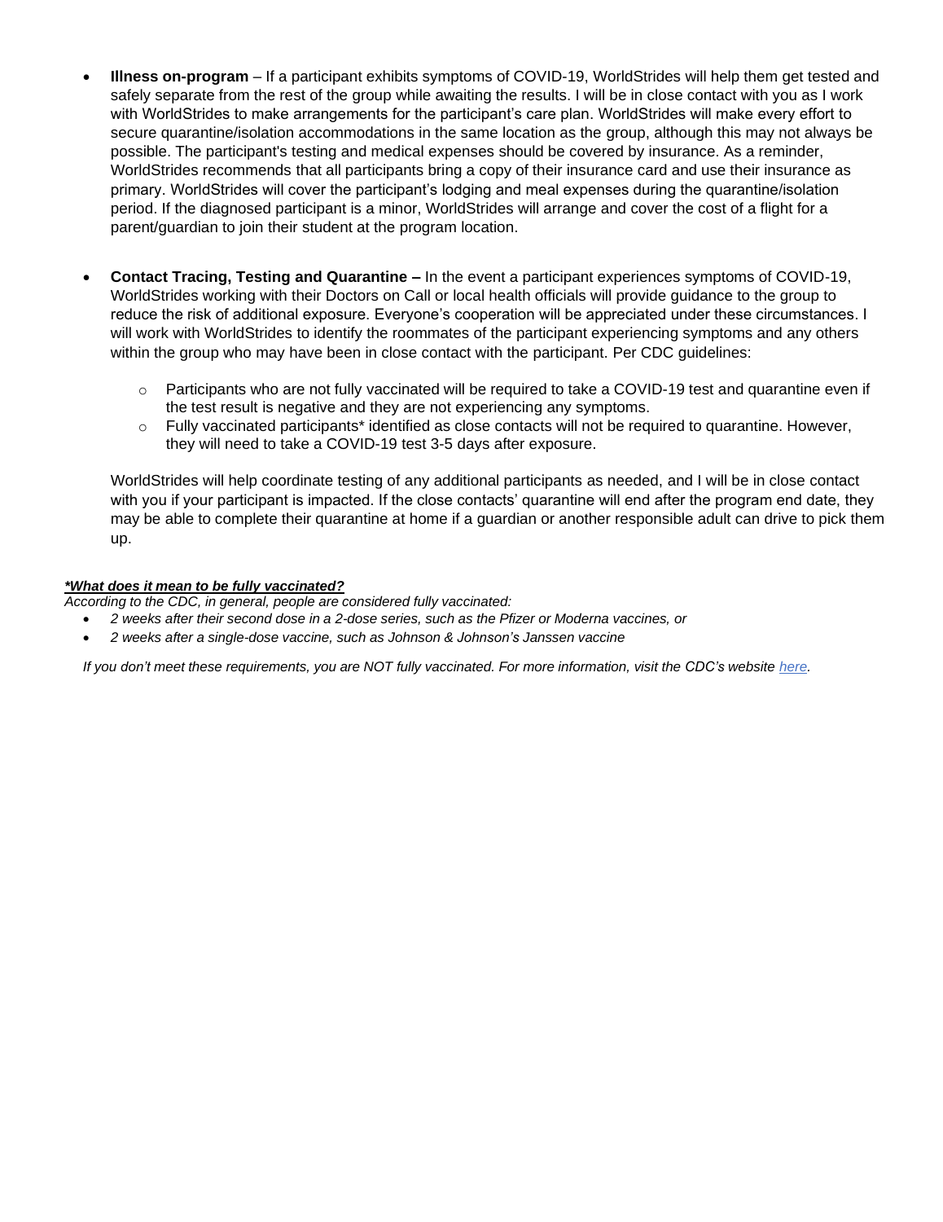- **Illness on-program** – If a participant exhibits symptoms of COVID-19, WorldStrides will help them get tested and safely separate from the rest of the group while awaiting the results. I will be in close contact with you as I work with WorldStrides to make arrangements for the participant's care plan. WorldStrides will make every effort to secure quarantine/isolation accommodations in the same location as the group, although this may not always be possible. The participant's testing and medical expenses should be covered by insurance. As a reminder, WorldStrides recommends that all participants bring a copy of their insurance card and use their insurance as primary. WorldStrides will cover the participant's lodging and meal expenses during the quarantine/isolation period. If the diagnosed participant is a minor, WorldStrides will arrange and cover the cost of a flight for a parent/guardian to join their student at the program location.

- **Contact Tracing, Testing and Quarantine –** In the event a participant experiences symptoms of COVID-19, WorldStrides working with their Doctors on Call or local health officials will provide guidance to the group to reduce the risk of additional exposure. Everyone's cooperation will be appreciated under these circumstances. I will work with WorldStrides to identify the roommates of the participant experiencing symptoms and any others within the group who may have been in close contact with the participant. Per CDC guidelines:

  - Participants who are not fully vaccinated will be required to take a COVID-19 test and quarantine even if the test result is negative and they are not experiencing any symptoms.
  - Fully vaccinated participants* identified as close contacts will not be required to quarantine. However, they will need to take a COVID-19 test 3-5 days after exposure.

  WorldStrides will help coordinate testing of any additional participants as needed, and I will be in close contact with you if your participant is impacted. If the close contacts' quarantine will end after the program end date, they may be able to complete their quarantine at home if a guardian or another responsible adult can drive to pick them up.

***What does it mean to be fully vaccinated?***

*According to the CDC, in general, people are considered fully vaccinated:*

- *2 weeks after their second dose in a 2-dose series, such as the Pfizer or Moderna vaccines, or*
- *2 weeks after a single-dose vaccine, such as Johnson & Johnson's Janssen vaccine*

*If you don't meet these requirements, you are NOT fully vaccinated. For more information, visit the CDC's website here.*